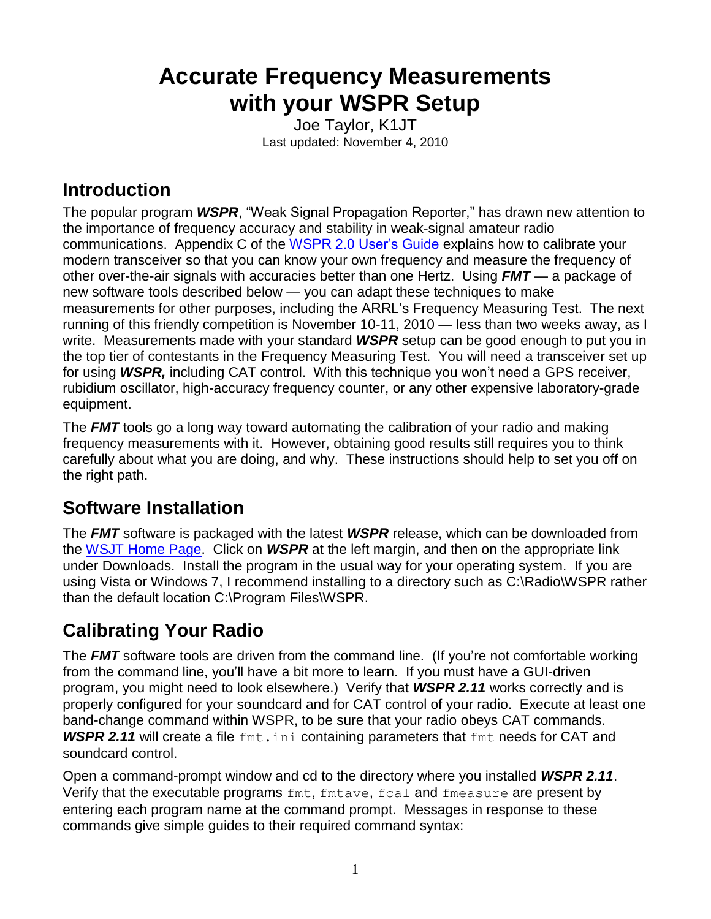# Accurate Frequency Measurements with your WSPR Setup

Joe Taylor, K1JT

Last updated: November 4, 2010

## Introduction

The popular program ***WSPR***, "Weak Signal Propagation Reporter," has drawn new attention to the importance of frequency accuracy and stability in weak-signal amateur radio communications. Appendix C of the WSPR 2.0 User's Guide explains how to calibrate your modern transceiver so that you can know your own frequency and measure the frequency of other over-the-air signals with accuracies better than one Hertz. Using ***FMT*** — a package of new software tools described below — you can adapt these techniques to make measurements for other purposes, including the ARRL's Frequency Measuring Test. The next running of this friendly competition is November 10-11, 2010 — less than two weeks away, as I write. Measurements made with your standard ***WSPR*** setup can be good enough to put you in the top tier of contestants in the Frequency Measuring Test. You will need a transceiver set up for using ***WSPR,*** including CAT control. With this technique you won't need a GPS receiver, rubidium oscillator, high-accuracy frequency counter, or any other expensive laboratory-grade equipment.

The ***FMT*** tools go a long way toward automating the calibration of your radio and making frequency measurements with it. However, obtaining good results still requires you to think carefully about what you are doing, and why. These instructions should help to set you off on the right path.

## Software Installation

The ***FMT*** software is packaged with the latest ***WSPR*** release, which can be downloaded from the WSJT Home Page. Click on ***WSPR*** at the left margin, and then on the appropriate link under Downloads. Install the program in the usual way for your operating system. If you are using Vista or Windows 7, I recommend installing to a directory such as C:\Radio\WSPR rather than the default location C:\Program Files\WSPR.

## Calibrating Your Radio

The ***FMT*** software tools are driven from the command line. (If you're not comfortable working from the command line, you'll have a bit more to learn. If you must have a GUI-driven program, you might need to look elsewhere.) Verify that ***WSPR 2.11*** works correctly and is properly configured for your soundcard and for CAT control of your radio. Execute at least one band-change command within WSPR, to be sure that your radio obeys CAT commands. ***WSPR 2.11*** will create a file `fmt.ini` containing parameters that `fmt` needs for CAT and soundcard control.

Open a command-prompt window and cd to the directory where you installed ***WSPR 2.11***. Verify that the executable programs `fmt`, `fmtave`, `fcal` and `fmeasure` are present by entering each program name at the command prompt. Messages in response to these commands give simple guides to their required command syntax: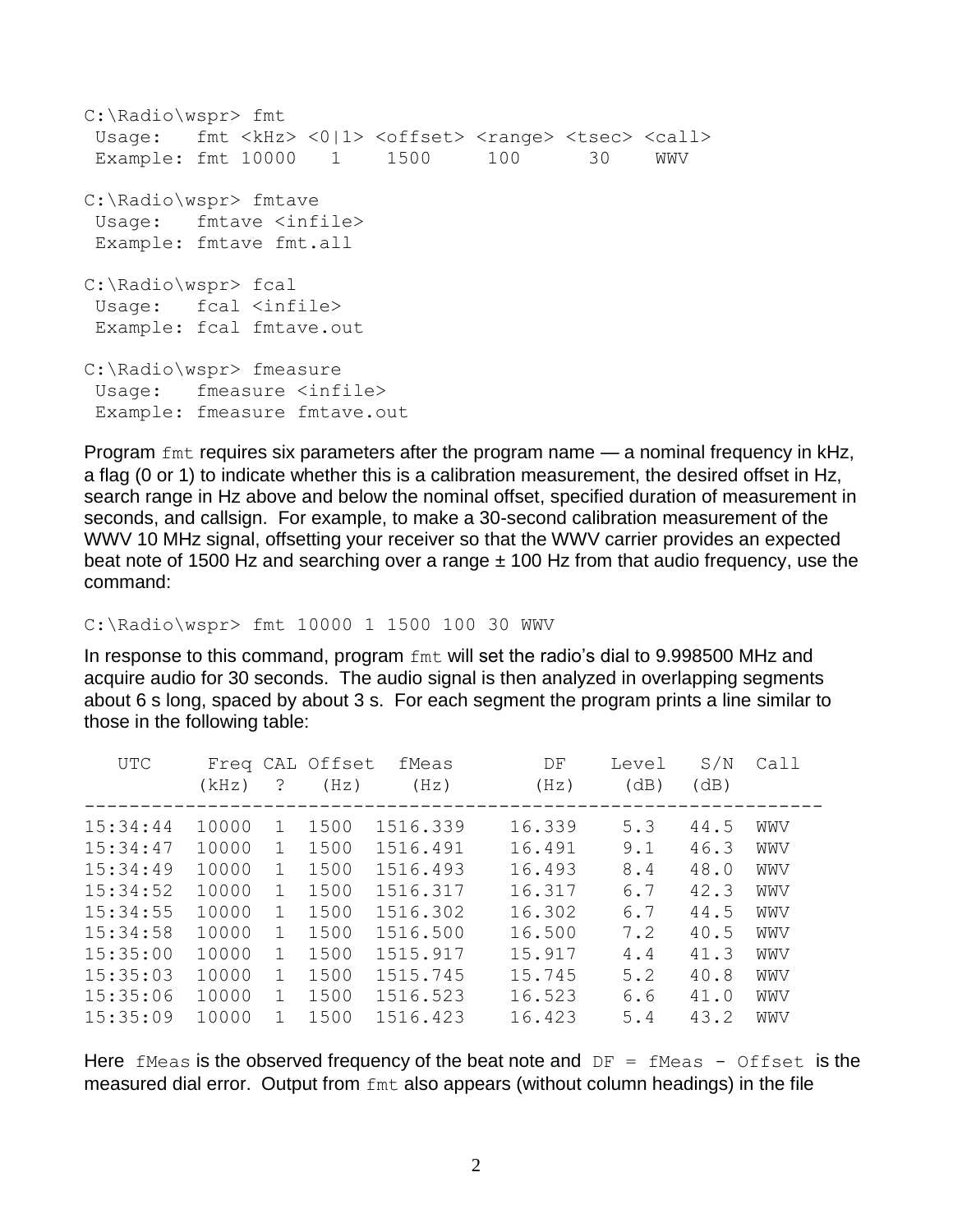```
C:\Radio\wspr> fmt
 Usage:   fmt <kHz> <0|1> <offset> <range> <tsec> <call>
 Example: fmt 10000   1    1500     100      30    WWV

C:\Radio\wspr> fmtave
 Usage:   fmtave <infile>
 Example: fmtave fmt.all

C:\Radio\wspr> fcal
 Usage:   fcal <infile>
 Example: fcal fmtave.out

C:\Radio\wspr> fmeasure
 Usage:   fmeasure <infile>
 Example: fmeasure fmtave.out
```

Program `fmt` requires six parameters after the program name — a nominal frequency in kHz, a flag (0 or 1) to indicate whether this is a calibration measurement, the desired offset in Hz, search range in Hz above and below the nominal offset, specified duration of measurement in seconds, and callsign. For example, to make a 30-second calibration measurement of the WWV 10 MHz signal, offsetting your receiver so that the WWV carrier provides an expected beat note of 1500 Hz and searching over a range ± 100 Hz from that audio frequency, use the command:

```
C:\Radio\wspr> fmt 10000 1 1500 100 30 WWV
```

In response to this command, program `fmt` will set the radio's dial to 9.998500 MHz and acquire audio for 30 seconds. The audio signal is then analyzed in overlapping segments about 6 s long, spaced by about 3 s. For each segment the program prints a line similar to those in the following table:

| UTC | Freq (kHz) | CAL ? | Offset (Hz) | fMeas (Hz) | DF (Hz) | Level (dB) | S/N (dB) | Call |
|---|---|---|---|---|---|---|---|---|
| 15:34:44 | 10000 | 1 | 1500 | 1516.339 | 16.339 | 5.3 | 44.5 | WWV |
| 15:34:47 | 10000 | 1 | 1500 | 1516.491 | 16.491 | 9.1 | 46.3 | WWV |
| 15:34:49 | 10000 | 1 | 1500 | 1516.493 | 16.493 | 8.4 | 48.0 | WWV |
| 15:34:52 | 10000 | 1 | 1500 | 1516.317 | 16.317 | 6.7 | 42.3 | WWV |
| 15:34:55 | 10000 | 1 | 1500 | 1516.302 | 16.302 | 6.7 | 44.5 | WWV |
| 15:34:58 | 10000 | 1 | 1500 | 1516.500 | 16.500 | 7.2 | 40.5 | WWV |
| 15:35:00 | 10000 | 1 | 1500 | 1515.917 | 15.917 | 4.4 | 41.3 | WWV |
| 15:35:03 | 10000 | 1 | 1500 | 1515.745 | 15.745 | 5.2 | 40.8 | WWV |
| 15:35:06 | 10000 | 1 | 1500 | 1516.523 | 16.523 | 6.6 | 41.0 | WWV |
| 15:35:09 | 10000 | 1 | 1500 | 1516.423 | 16.423 | 5.4 | 43.2 | WWV |

Here `fMeas` is the observed frequency of the beat note and `DF = fMeas - Offset` is the measured dial error. Output from `fmt` also appears (without column headings) in the file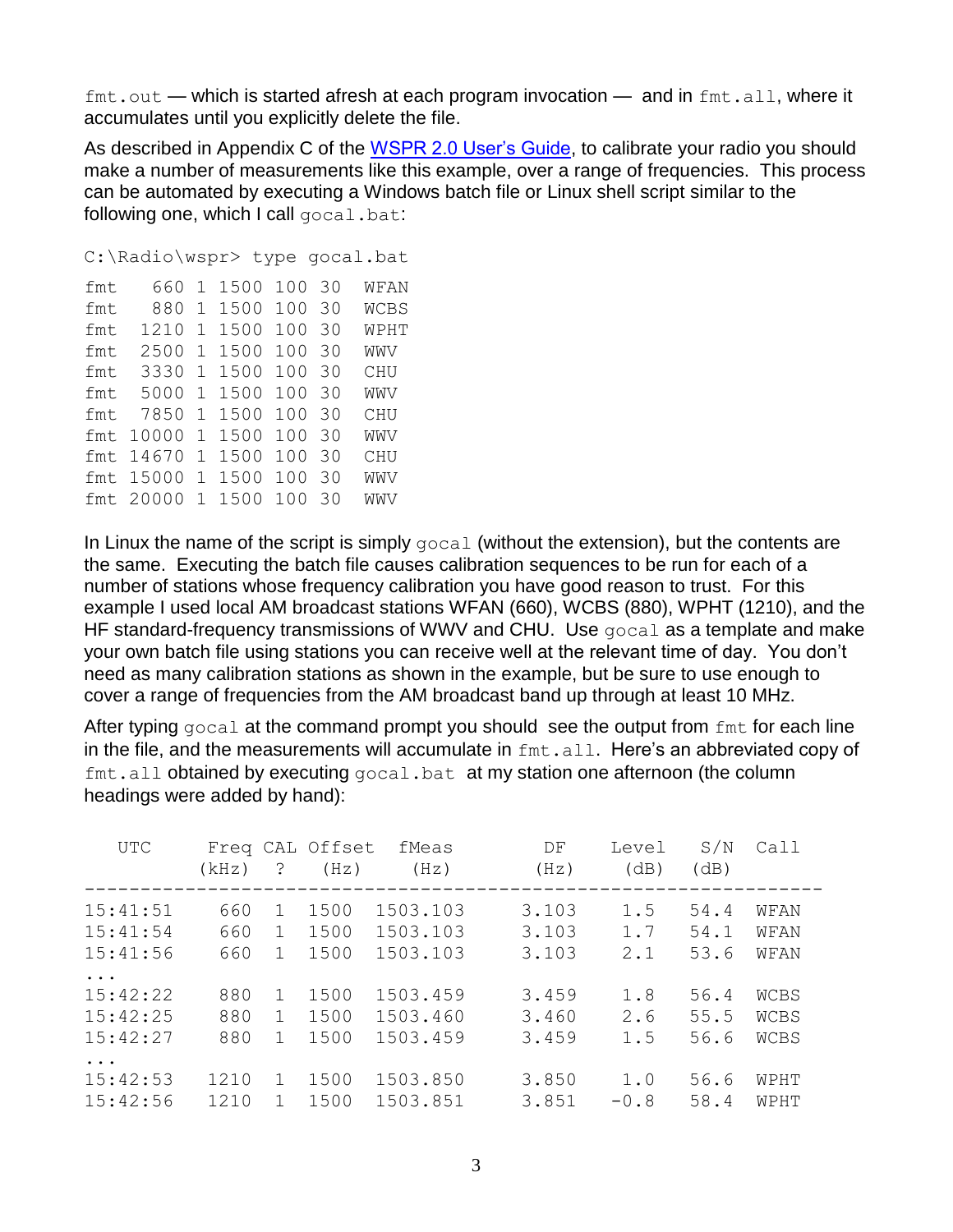`fmt.out` — which is started afresh at each program invocation — and in `fmt.all`, where it accumulates until you explicitly delete the file.

As described in Appendix C of the [WSPR 2.0 User's Guide](), to calibrate your radio you should make a number of measurements like this example, over a range of frequencies. This process can be automated by executing a Windows batch file or Linux shell script similar to the following one, which I call `gocal.bat`:

```
C:\Radio\wspr> type gocal.bat
fmt   660 1 1500 100 30  WFAN
fmt   880 1 1500 100 30  WCBS
fmt  1210 1 1500 100 30  WPHT
fmt  2500 1 1500 100 30  WWV
fmt  3330 1 1500 100 30  CHU
fmt  5000 1 1500 100 30  WWV
fmt  7850 1 1500 100 30  CHU
fmt 10000 1 1500 100 30  WWV
fmt 14670 1 1500 100 30  CHU
fmt 15000 1 1500 100 30  WWV
fmt 20000 1 1500 100 30  WWV
```

In Linux the name of the script is simply `gocal` (without the extension), but the contents are the same. Executing the batch file causes calibration sequences to be run for each of a number of stations whose frequency calibration you have good reason to trust. For this example I used local AM broadcast stations WFAN (660), WCBS (880), WPHT (1210), and the HF standard-frequency transmissions of WWV and CHU. Use `gocal` as a template and make your own batch file using stations you can receive well at the relevant time of day. You don't need as many calibration stations as shown in the example, but be sure to use enough to cover a range of frequencies from the AM broadcast band up through at least 10 MHz.

After typing `gocal` at the command prompt you should see the output from `fmt` for each line in the file, and the measurements will accumulate in `fmt.all`. Here's an abbreviated copy of `fmt.all` obtained by executing `gocal.bat` at my station one afternoon (the column headings were added by hand):

```
  UTC      Freq CAL Offset   fMeas        DF     Level   S/N   Call
          (kHz)  ?   (Hz)    (Hz)        (Hz)    (dB)   (dB)
-------------------------------------------------------------------
15:41:51   660   1  1500   1503.103     3.103    1.5    54.4  WFAN
15:41:54   660   1  1500   1503.103     3.103    1.7    54.1  WFAN
15:41:56   660   1  1500   1503.103     3.103    2.1    53.6  WFAN
...
15:42:22   880   1  1500   1503.459     3.459    1.8    56.4  WCBS
15:42:25   880   1  1500   1503.460     3.460    2.6    55.5  WCBS
15:42:27   880   1  1500   1503.459     3.459    1.5    56.6  WCBS
...
15:42:53  1210   1  1500   1503.850     3.850    1.0    56.6  WPHT
15:42:56  1210   1  1500   1503.851     3.851   -0.8    58.4  WPHT
```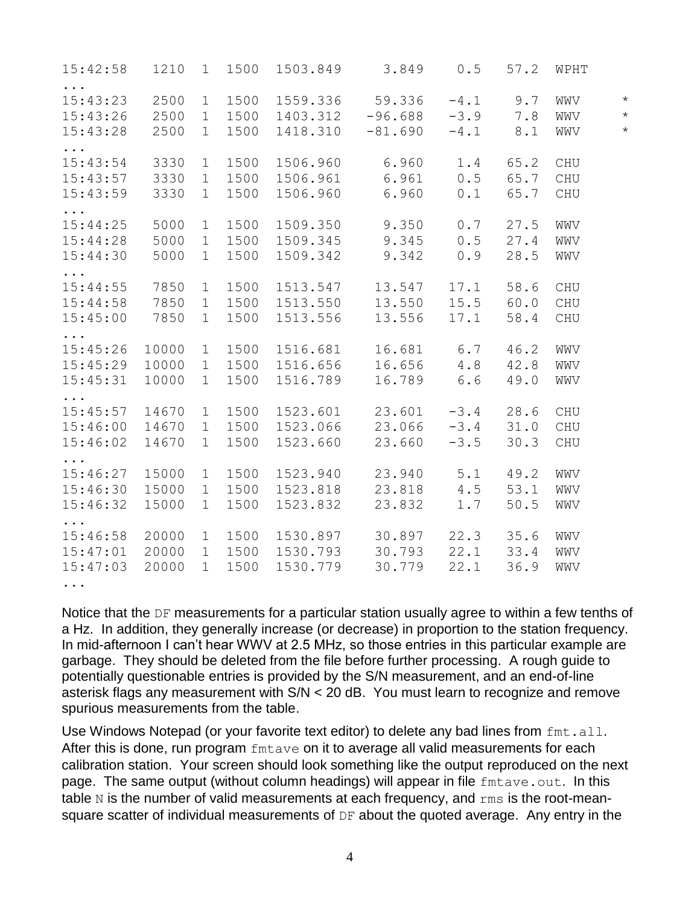```
15:42:58   1210  1  1500  1503.849     3.849    0.5   57.2  WPHT
...
15:43:23   2500  1  1500  1559.336    59.336   -4.1    9.7  WWV      *
15:43:26   2500  1  1500  1403.312   -96.688   -3.9    7.8  WWV      *
15:43:28   2500  1  1500  1418.310   -81.690   -4.1    8.1  WWV      *
...
15:43:54   3330  1  1500  1506.960     6.960    1.4   65.2  CHU
15:43:57   3330  1  1500  1506.961     6.961    0.5   65.7  CHU
15:43:59   3330  1  1500  1506.960     6.960    0.1   65.7  CHU
...
15:44:25   5000  1  1500  1509.350     9.350    0.7   27.5  WWV
15:44:28   5000  1  1500  1509.345     9.345    0.5   27.4  WWV
15:44:30   5000  1  1500  1509.342     9.342    0.9   28.5  WWV
...
15:44:55   7850  1  1500  1513.547    13.547   17.1   58.6  CHU
15:44:58   7850  1  1500  1513.550    13.550   15.5   60.0  CHU
15:45:00   7850  1  1500  1513.556    13.556   17.1   58.4  CHU
...
15:45:26  10000  1  1500  1516.681    16.681    6.7   46.2  WWV
15:45:29  10000  1  1500  1516.656    16.656    4.8   42.8  WWV
15:45:31  10000  1  1500  1516.789    16.789    6.6   49.0  WWV
...
15:45:57  14670  1  1500  1523.601    23.601   -3.4   28.6  CHU
15:46:00  14670  1  1500  1523.066    23.066   -3.4   31.0  CHU
15:46:02  14670  1  1500  1523.660    23.660   -3.5   30.3  CHU
...
15:46:27  15000  1  1500  1523.940    23.940    5.1   49.2  WWV
15:46:30  15000  1  1500  1523.818    23.818    4.5   53.1  WWV
15:46:32  15000  1  1500  1523.832    23.832    1.7   50.5  WWV
...
15:46:58  20000  1  1500  1530.897    30.897   22.3   35.6  WWV
15:47:01  20000  1  1500  1530.793    30.793   22.1   33.4  WWV
15:47:03  20000  1  1500  1530.779    30.779   22.1   36.9  WWV
...
```

Notice that the `DF` measurements for a particular station usually agree to within a few tenths of a Hz. In addition, they generally increase (or decrease) in proportion to the station frequency. In mid-afternoon I can't hear WWV at 2.5 MHz, so those entries in this particular example are garbage. They should be deleted from the file before further processing. A rough guide to potentially questionable entries is provided by the S/N measurement, and an end-of-line asterisk flags any measurement with S/N < 20 dB. You must learn to recognize and remove spurious measurements from the table.

Use Windows Notepad (or your favorite text editor) to delete any bad lines from `fmt.all`. After this is done, run program `fmtave` on it to average all valid measurements for each calibration station. Your screen should look something like the output reproduced on the next page. The same output (without column headings) will appear in file `fmtave.out`. In this table `N` is the number of valid measurements at each frequency, and `rms` is the root-mean-square scatter of individual measurements of `DF` about the quoted average. Any entry in the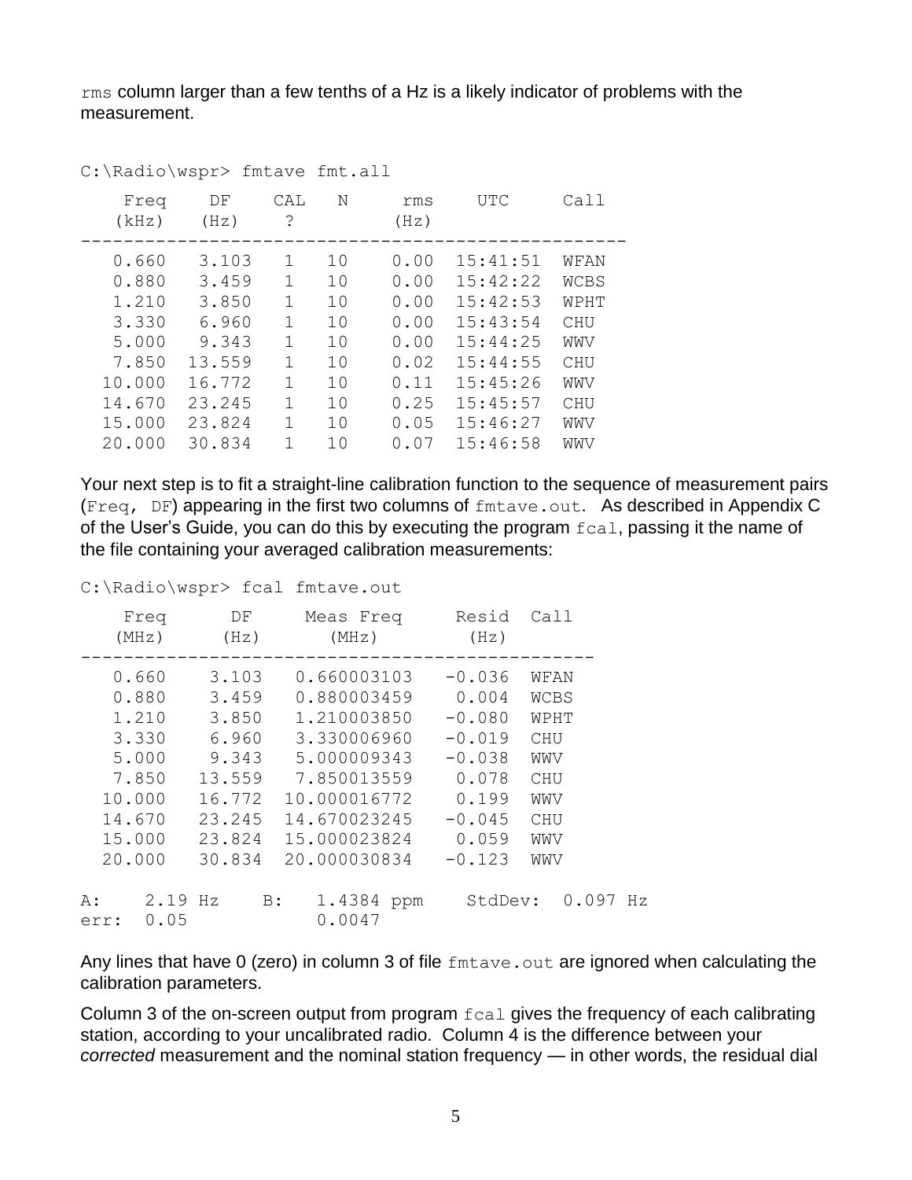`rms` column larger than a few tenths of a Hz is a likely indicator of problems with the measurement.

```
C:\Radio\wspr> fmtave fmt.all
    Freq     DF    CAL   N      rms     UTC       Call
   (kHz)    (Hz)    ?          (Hz)
-----------------------------------------------------
   0.660   3.103    1   10     0.00   15:41:51   WFAN
   0.880   3.459    1   10     0.00   15:42:22   WCBS
   1.210   3.850    1   10     0.00   15:42:53   WPHT
   3.330   6.960    1   10     0.00   15:43:54   CHU
   5.000   9.343    1   10     0.00   15:44:25   WWV
   7.850  13.559    1   10     0.02   15:44:55   CHU
  10.000  16.772    1   10     0.11   15:45:26   WWV
  14.670  23.245    1   10     0.25   15:45:57   CHU
  15.000  23.824    1   10     0.05   15:46:27   WWV
  20.000  30.834    1   10     0.07   15:46:58   WWV
```

Your next step is to fit a straight-line calibration function to the sequence of measurement pairs (`Freq, DF`) appearing in the first two columns of `fmtave.out`. As described in Appendix C of the User's Guide, you can do this by executing the program `fcal`, passing it the name of the file containing your averaged calibration measurements:

```
C:\Radio\wspr> fcal fmtave.out
    Freq      DF      Meas Freq      Resid  Call
   (MHz)     (Hz)       (MHz)         (Hz)
------------------------------------------------
   0.660    3.103   0.660003103   -0.036  WFAN
   0.880    3.459   0.880003459    0.004  WCBS
   1.210    3.850   1.210003850   -0.080  WPHT
   3.330    6.960   3.330006960   -0.019  CHU
   5.000    9.343   5.000009343   -0.038  WWV
   7.850   13.559   7.850013559    0.078  CHU
  10.000   16.772  10.000016772    0.199  WWV
  14.670   23.245  14.670023245   -0.045  CHU
  15.000   23.824  15.000023824    0.059  WWV
  20.000   30.834  20.000030834   -0.123  WWV

A:    2.19 Hz    B:   1.4384 ppm    StdDev:  0.097 Hz
err:  0.05            0.0047
```

Any lines that have 0 (zero) in column 3 of file `fmtave.out` are ignored when calculating the calibration parameters.

Column 3 of the on-screen output from program `fcal` gives the frequency of each calibrating station, according to your uncalibrated radio. Column 4 is the difference between your *corrected* measurement and the nominal station frequency — in other words, the residual dial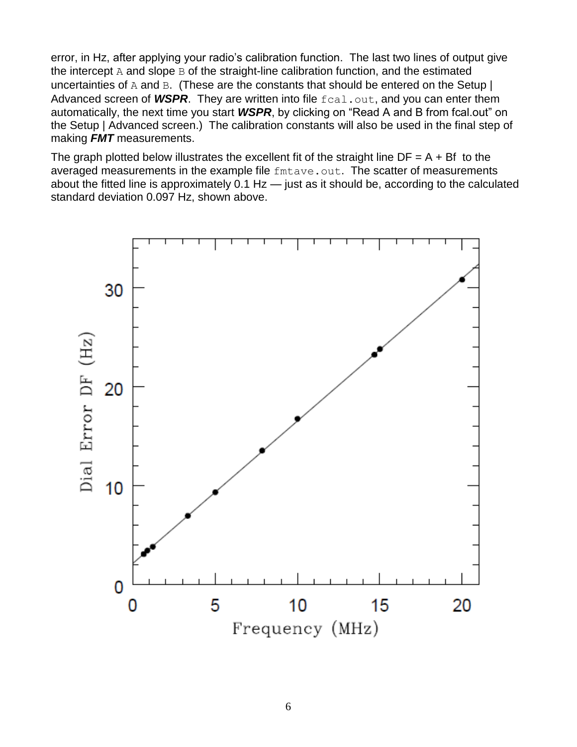error, in Hz, after applying your radio's calibration function. The last two lines of output give the intercept A and slope B of the straight-line calibration function, and the estimated uncertainties of A and B. (These are the constants that should be entered on the Setup | Advanced screen of ***WSPR***. They are written into file `fcal.out`, and you can enter them automatically, the next time you start ***WSPR***, by clicking on "Read A and B from fcal.out" on the Setup | Advanced screen.) The calibration constants will also be used in the final step of making ***FMT*** measurements.

The graph plotted below illustrates the excellent fit of the straight line DF = A + Bf to the averaged measurements in the example file `fmtave.out`. The scatter of measurements about the fitted line is approximately 0.1 Hz — just as it should be, according to the calculated standard deviation 0.097 Hz, shown above.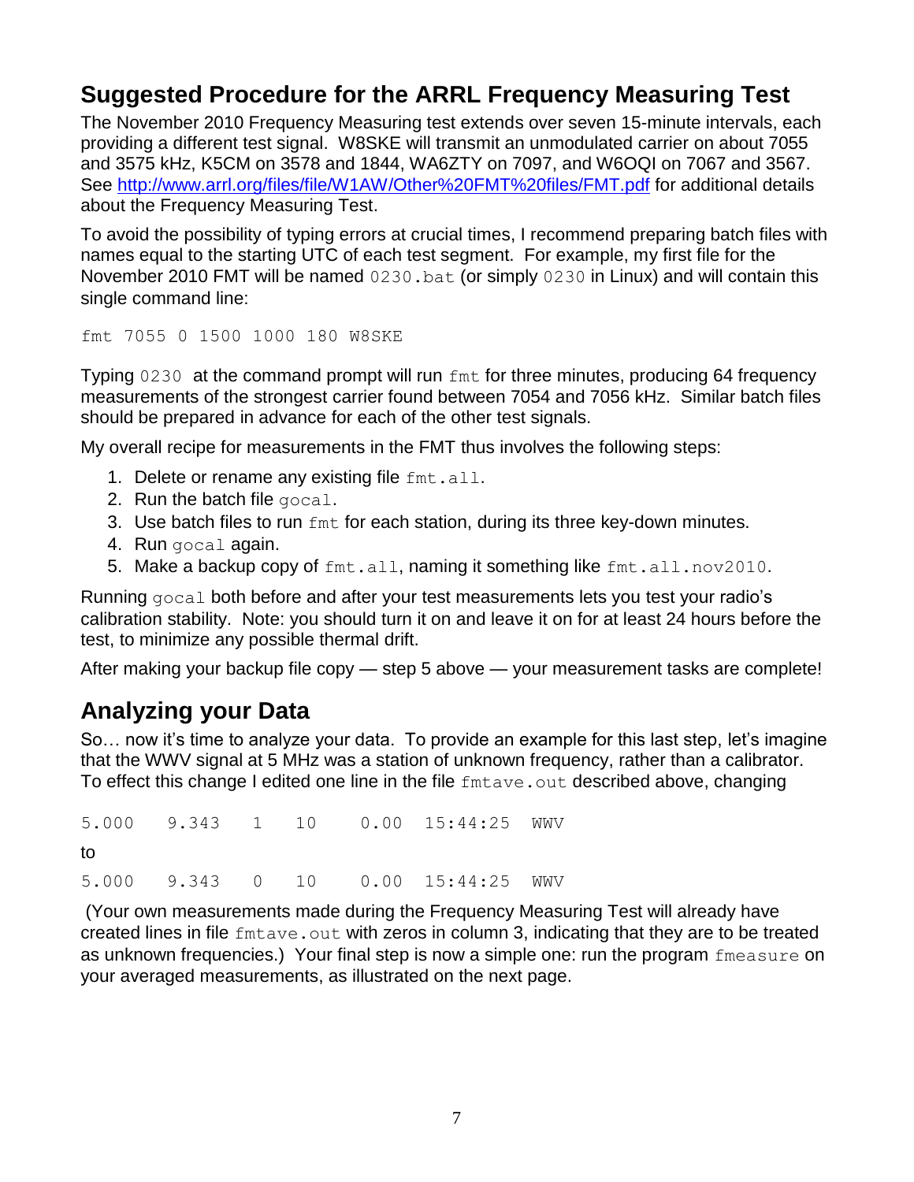## Suggested Procedure for the ARRL Frequency Measuring Test

The November 2010 Frequency Measuring test extends over seven 15-minute intervals, each providing a different test signal. W8SKE will transmit an unmodulated carrier on about 7055 and 3575 kHz, K5CM on 3578 and 1844, WA6ZTY on 7097, and W6OQI on 7067 and 3567. See http://www.arrl.org/files/file/W1AW/Other%20FMT%20files/FMT.pdf for additional details about the Frequency Measuring Test.

To avoid the possibility of typing errors at crucial times, I recommend preparing batch files with names equal to the starting UTC of each test segment. For example, my first file for the November 2010 FMT will be named `0230.bat` (or simply `0230` in Linux) and will contain this single command line:

```
fmt 7055 0 1500 1000 180 W8SKE
```

Typing `0230` at the command prompt will run `fmt` for three minutes, producing 64 frequency measurements of the strongest carrier found between 7054 and 7056 kHz. Similar batch files should be prepared in advance for each of the other test signals.

My overall recipe for measurements in the FMT thus involves the following steps:

1. Delete or rename any existing file `fmt.all`.
2. Run the batch file `gocal`.
3. Use batch files to run `fmt` for each station, during its three key-down minutes.
4. Run `gocal` again.
5. Make a backup copy of `fmt.all`, naming it something like `fmt.all.nov2010`.

Running `gocal` both before and after your test measurements lets you test your radio's calibration stability. Note: you should turn it on and leave it on for at least 24 hours before the test, to minimize any possible thermal drift.

After making your backup file copy — step 5 above — your measurement tasks are complete!

## Analyzing your Data

So… now it's time to analyze your data. To provide an example for this last step, let's imagine that the WWV signal at 5 MHz was a station of unknown frequency, rather than a calibrator. To effect this change I edited one line in the file `fmtave.out` described above, changing

```
5.000   9.343   1   10    0.00  15:44:25  WWV
```

to

```
5.000   9.343   0   10    0.00  15:44:25  WWV
```

(Your own measurements made during the Frequency Measuring Test will already have created lines in file `fmtave.out` with zeros in column 3, indicating that they are to be treated as unknown frequencies.) Your final step is now a simple one: run the program `fmeasure` on your averaged measurements, as illustrated on the next page.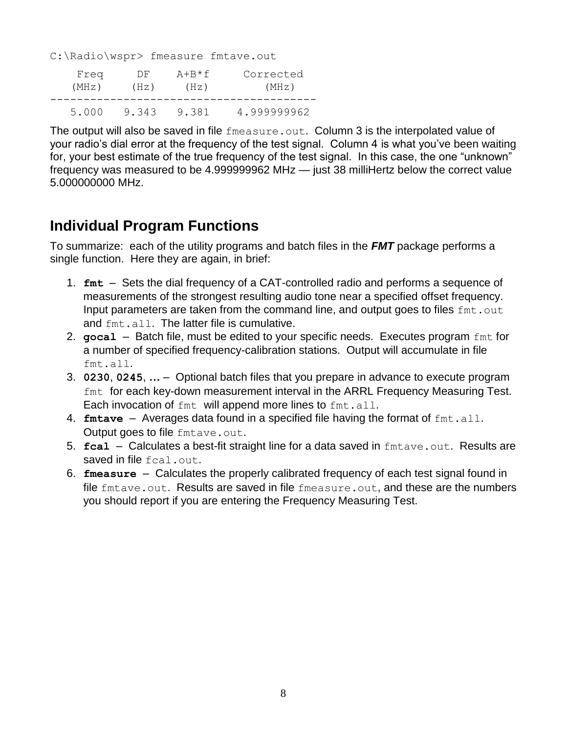```
C:\Radio\wspr> fmeasure fmtave.out

    Freq      DF    A+B*f      Corrected
   (MHz)     (Hz)    (Hz)         (MHz)
----------------------------------------
   5.000   9.343   9.381    4.999999962
```

The output will also be saved in file `fmeasure.out`. Column 3 is the interpolated value of your radio's dial error at the frequency of the test signal. Column 4 is what you've been waiting for, your best estimate of the true frequency of the test signal. In this case, the one "unknown" frequency was measured to be 4.999999962 MHz — just 38 milliHertz below the correct value 5.000000000 MHz.

## Individual Program Functions

To summarize: each of the utility programs and batch files in the ***FMT*** package performs a single function. Here they are again, in brief:

1. **`fmt`** – Sets the dial frequency of a CAT-controlled radio and performs a sequence of measurements of the strongest resulting audio tone near a specified offset frequency. Input parameters are taken from the command line, and output goes to files `fmt.out` and `fmt.all`. The latter file is cumulative.
2. **`gocal`** – Batch file, must be edited to your specific needs. Executes program `fmt` for a number of specified frequency-calibration stations. Output will accumulate in file `fmt.all`.
3. **`0230`**, **`0245`**, **…** – Optional batch files that you prepare in advance to execute program `fmt` for each key-down measurement interval in the ARRL Frequency Measuring Test. Each invocation of `fmt` will append more lines to `fmt.all`.
4. **`fmtave`** – Averages data found in a specified file having the format of `fmt.all`. Output goes to file `fmtave.out`.
5. **`fcal`** – Calculates a best-fit straight line for a data saved in `fmtave.out`. Results are saved in file `fcal.out`.
6. **`fmeasure`** – Calculates the properly calibrated frequency of each test signal found in file `fmtave.out`. Results are saved in file `fmeasure.out`, and these are the numbers you should report if you are entering the Frequency Measuring Test.